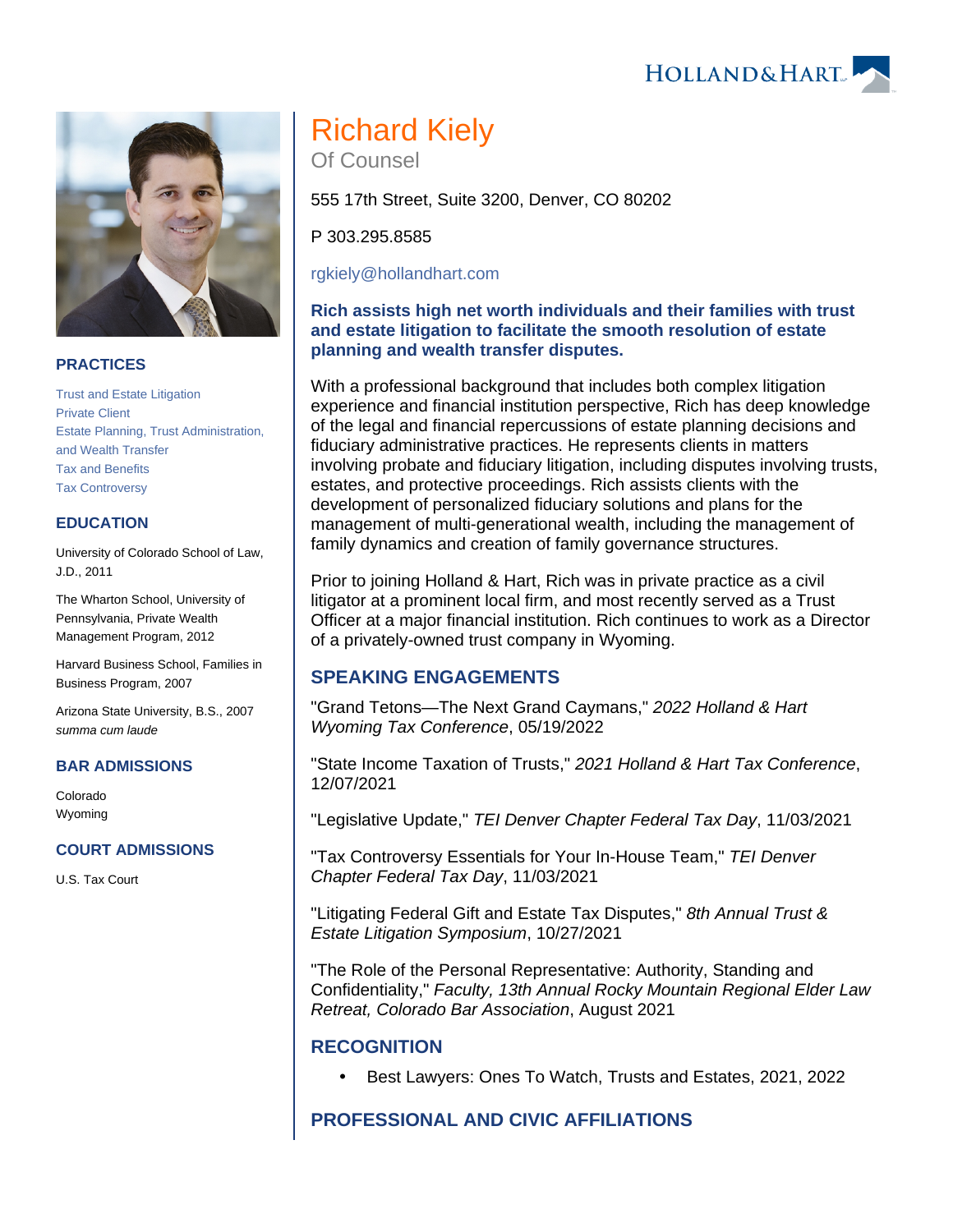# Richard Kiely

Of Counsel

555 17th Street, Suite 3200, Denver, CO 80202

P 303.295.8585

rgkiely@hollandhart.com

**Rich assists high net worth individuals and their families with trust and estate litigation to facilitate the smooth resolution of estate planning and wealth transfer disputes.**

With a professional background that includes both complex litigation experience and financial institution perspective, Rich has deep knowledge of the legal and financial repercussions of estate planning decisions and fiduciary administrative practices. He represents clients in matters involving probate and fiduciary litigation, including disputes involving trusts, estates, and protective proceedings. Rich assists clients with the development of personalized fiduciary solutions and plans for the management of multi-generational wealth, including the management of family dynamics and creation of family governance structures.

Prior to joining Holland & Hart, Rich was in private practice as a civil litigator at a prominent local firm, and most recently served as a Trust Officer at a major financial institution. Rich continues to work as a Director of a privately-owned trust company in Wyoming.

## PRACTICES

- Trust and Estate Litigation
- Private Client
- Estate Planning, Trust Administration, and Wealth Transfer
- Tax and Benefits
- Tax Controversy

## EDUCATION

University of Colorado School of Law, J.D., 2011

The Wharton School, University of Pennsylvania, Private Wealth Management Program, 2012

Harvard Business School, Families in Business Program, 2007

Arizona State University, B.S., 2007 *summa cum laude*

## BAR ADMISSIONS

Colorado
Wyoming

## COURT ADMISSIONS

U.S. Tax Court

## SPEAKING ENGAGEMENTS

"Grand Tetons—The Next Grand Caymans," *2022 Holland & Hart Wyoming Tax Conference*, 05/19/2022

"State Income Taxation of Trusts," *2021 Holland & Hart Tax Conference*, 12/07/2021

"Legislative Update," *TEI Denver Chapter Federal Tax Day*, 11/03/2021

"Tax Controversy Essentials for Your In-House Team," *TEI Denver Chapter Federal Tax Day*, 11/03/2021

"Litigating Federal Gift and Estate Tax Disputes," *8th Annual Trust & Estate Litigation Symposium*, 10/27/2021

"The Role of the Personal Representative: Authority, Standing and Confidentiality," *Faculty, 13th Annual Rocky Mountain Regional Elder Law Retreat, Colorado Bar Association*, August 2021

## RECOGNITION

- Best Lawyers: Ones To Watch, Trusts and Estates, 2021, 2022

## PROFESSIONAL AND CIVIC AFFILIATIONS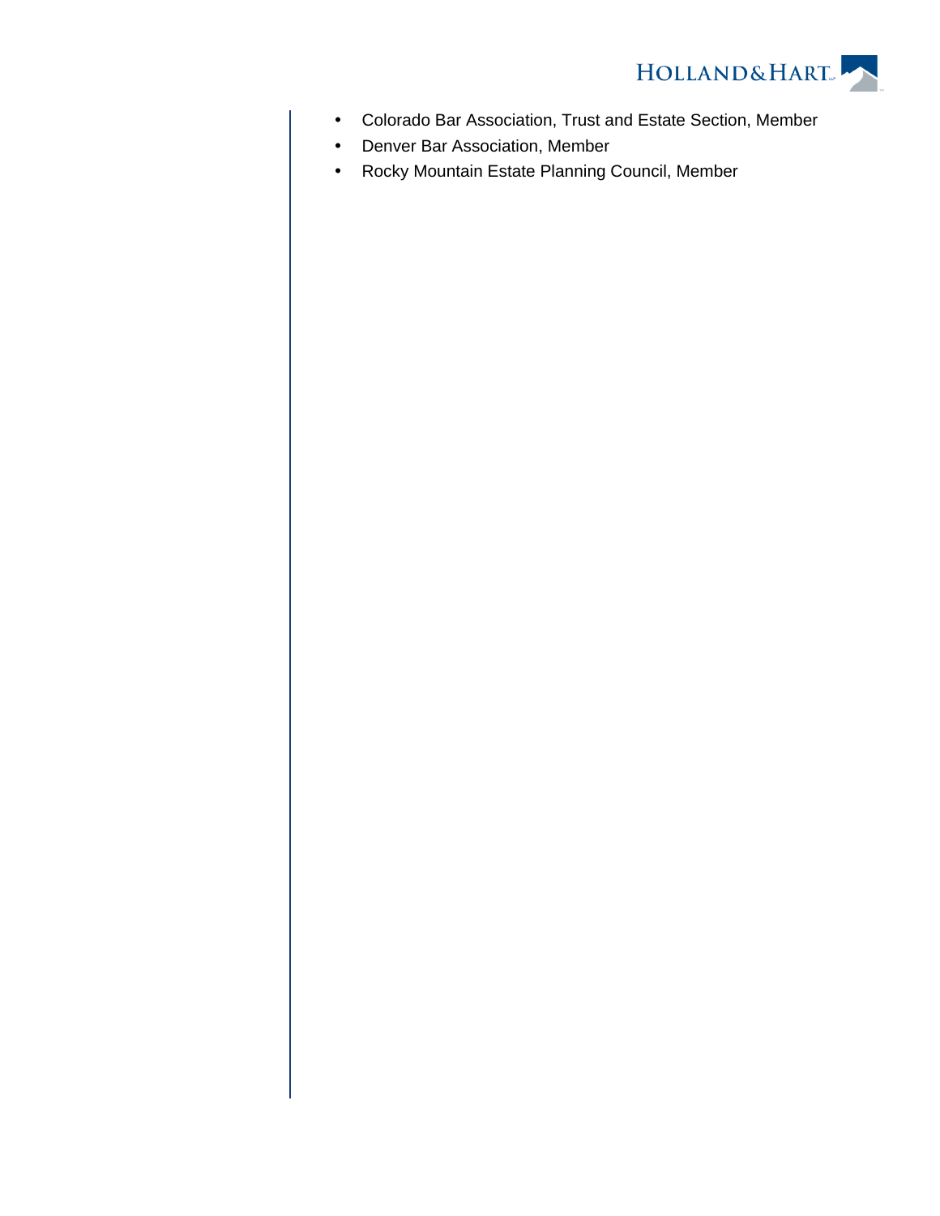- Colorado Bar Association, Trust and Estate Section, Member
- Denver Bar Association, Member
- Rocky Mountain Estate Planning Council, Member